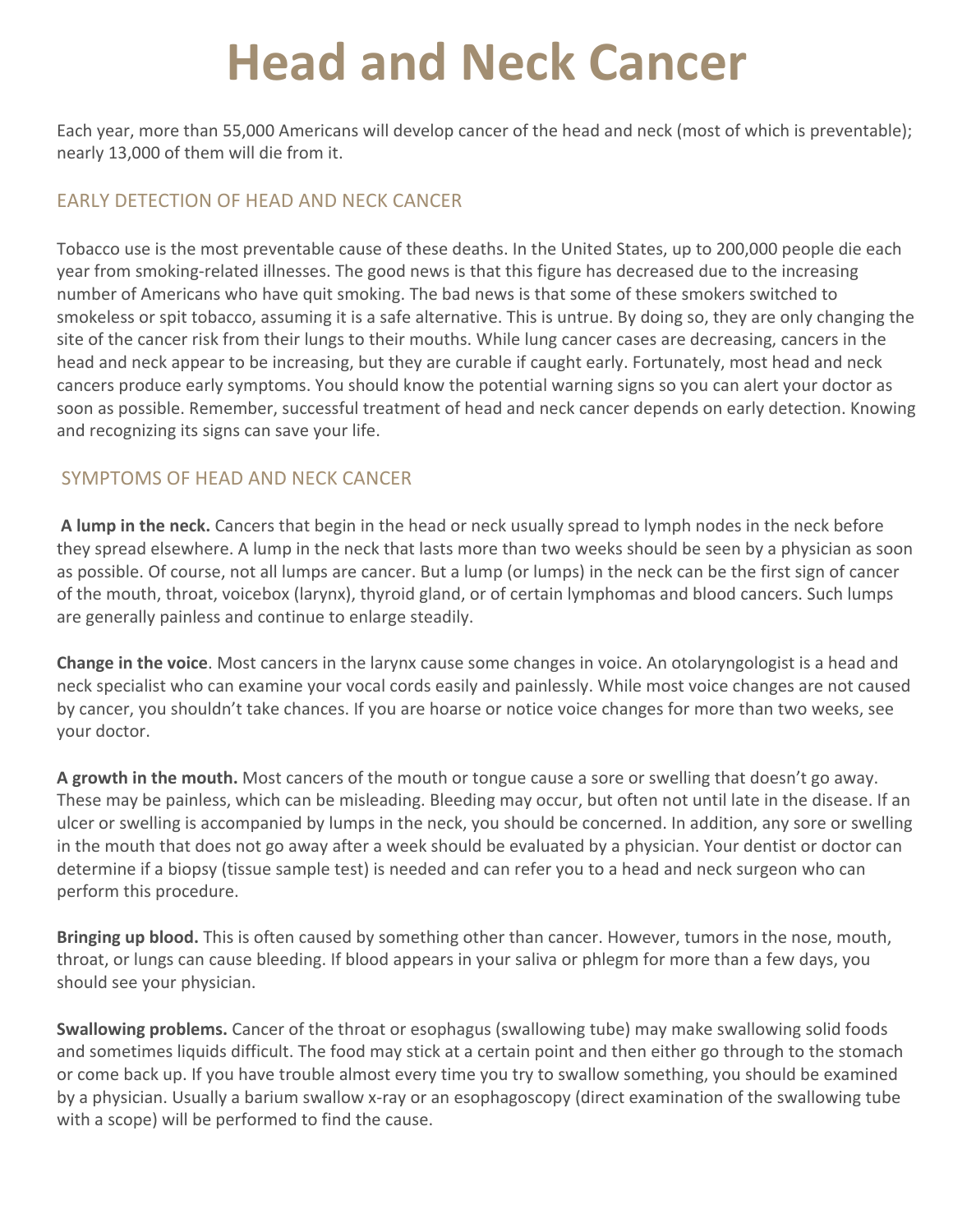# Head and Neck Cancer

Each year, more than 55,000 Americans will develop cancer of the head and neck (most of which is preventable); nearly 13,000 of them will die from it.

## EARLY DETECTION OF HEAD AND NECK CANCER

Tobacco use is the most preventable cause of these deaths. In the United States, up to 200,000 people die each year from smoking-related illnesses. The good news is that this figure has decreased due to the increasing number of Americans who have quit smoking. The bad news is that some of these smokers switched to smokeless or spit tobacco, assuming it is a safe alternative. This is untrue. By doing so, they are only changing the site of the cancer risk from their lungs to their mouths. While lung cancer cases are decreasing, cancers in the head and neck appear to be increasing, but they are curable if caught early. Fortunately, most head and neck cancers produce early symptoms. You should know the potential warning signs so you can alert your doctor as soon as possible. Remember, successful treatment of head and neck cancer depends on early detection. Knowing and recognizing its signs can save your life.

## SYMPTOMS OF HEAD AND NECK CANCER

**A lump in the neck.** Cancers that begin in the head or neck usually spread to lymph nodes in the neck before they spread elsewhere. A lump in the neck that lasts more than two weeks should be seen by a physician as soon as possible. Of course, not all lumps are cancer. But a lump (or lumps) in the neck can be the first sign of cancer of the mouth, throat, voicebox (larynx), thyroid gland, or of certain lymphomas and blood cancers. Such lumps are generally painless and continue to enlarge steadily.

**Change in the voice**. Most cancers in the larynx cause some changes in voice. An otolaryngologist is a head and neck specialist who can examine your vocal cords easily and painlessly. While most voice changes are not caused by cancer, you shouldn't take chances. If you are hoarse or notice voice changes for more than two weeks, see your doctor.

**A growth in the mouth.** Most cancers of the mouth or tongue cause a sore or swelling that doesn't go away. These may be painless, which can be misleading. Bleeding may occur, but often not until late in the disease. If an ulcer or swelling is accompanied by lumps in the neck, you should be concerned. In addition, any sore or swelling in the mouth that does not go away after a week should be evaluated by a physician. Your dentist or doctor can determine if a biopsy (tissue sample test) is needed and can refer you to a head and neck surgeon who can perform this procedure.

**Bringing up blood.** This is often caused by something other than cancer. However, tumors in the nose, mouth, throat, or lungs can cause bleeding. If blood appears in your saliva or phlegm for more than a few days, you should see your physician.

**Swallowing problems.** Cancer of the throat or esophagus (swallowing tube) may make swallowing solid foods and sometimes liquids difficult. The food may stick at a certain point and then either go through to the stomach or come back up. If you have trouble almost every time you try to swallow something, you should be examined by a physician. Usually a barium swallow x-ray or an esophagoscopy (direct examination of the swallowing tube with a scope) will be performed to find the cause.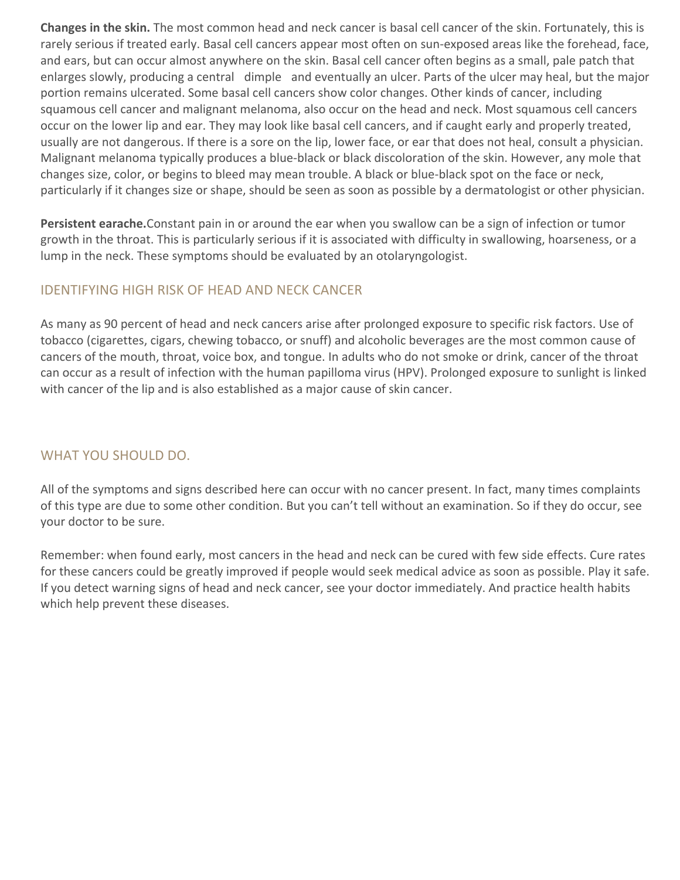**Changes in the skin.** The most common head and neck cancer is basal cell cancer of the skin. Fortunately, this is rarely serious if treated early. Basal cell cancers appear most often on sun-exposed areas like the forehead, face, and ears, but can occur almost anywhere on the skin. Basal cell cancer often begins as a small, pale patch that enlarges slowly, producing a central dimple and eventually an ulcer. Parts of the ulcer may heal, but the major portion remains ulcerated. Some basal cell cancers show color changes. Other kinds of cancer, including squamous cell cancer and malignant melanoma, also occur on the head and neck. Most squamous cell cancers occur on the lower lip and ear. They may look like basal cell cancers, and if caught early and properly treated, usually are not dangerous. If there is a sore on the lip, lower face, or ear that does not heal, consult a physician. Malignant melanoma typically produces a blue-black or black discoloration of the skin. However, any mole that changes size, color, or begins to bleed may mean trouble. A black or blue-black spot on the face or neck, particularly if it changes size or shape, should be seen as soon as possible by a dermatologist or other physician.

**Persistent earache.**Constant pain in or around the ear when you swallow can be a sign of infection or tumor growth in the throat. This is particularly serious if it is associated with difficulty in swallowing, hoarseness, or a lump in the neck. These symptoms should be evaluated by an otolaryngologist.

## IDENTIFYING HIGH RISK OF HEAD AND NECK CANCER

As many as 90 percent of head and neck cancers arise after prolonged exposure to specific risk factors. Use of tobacco (cigarettes, cigars, chewing tobacco, or snuff) and alcoholic beverages are the most common cause of cancers of the mouth, throat, voice box, and tongue. In adults who do not smoke or drink, cancer of the throat can occur as a result of infection with the human papilloma virus (HPV). Prolonged exposure to sunlight is linked with cancer of the lip and is also established as a major cause of skin cancer.

## WHAT YOU SHOULD DO.

All of the symptoms and signs described here can occur with no cancer present. In fact, many times complaints of this type are due to some other condition. But you can't tell without an examination. So if they do occur, see your doctor to be sure.

Remember: when found early, most cancers in the head and neck can be cured with few side effects. Cure rates for these cancers could be greatly improved if people would seek medical advice as soon as possible. Play it safe. If you detect warning signs of head and neck cancer, see your doctor immediately. And practice health habits which help prevent these diseases.